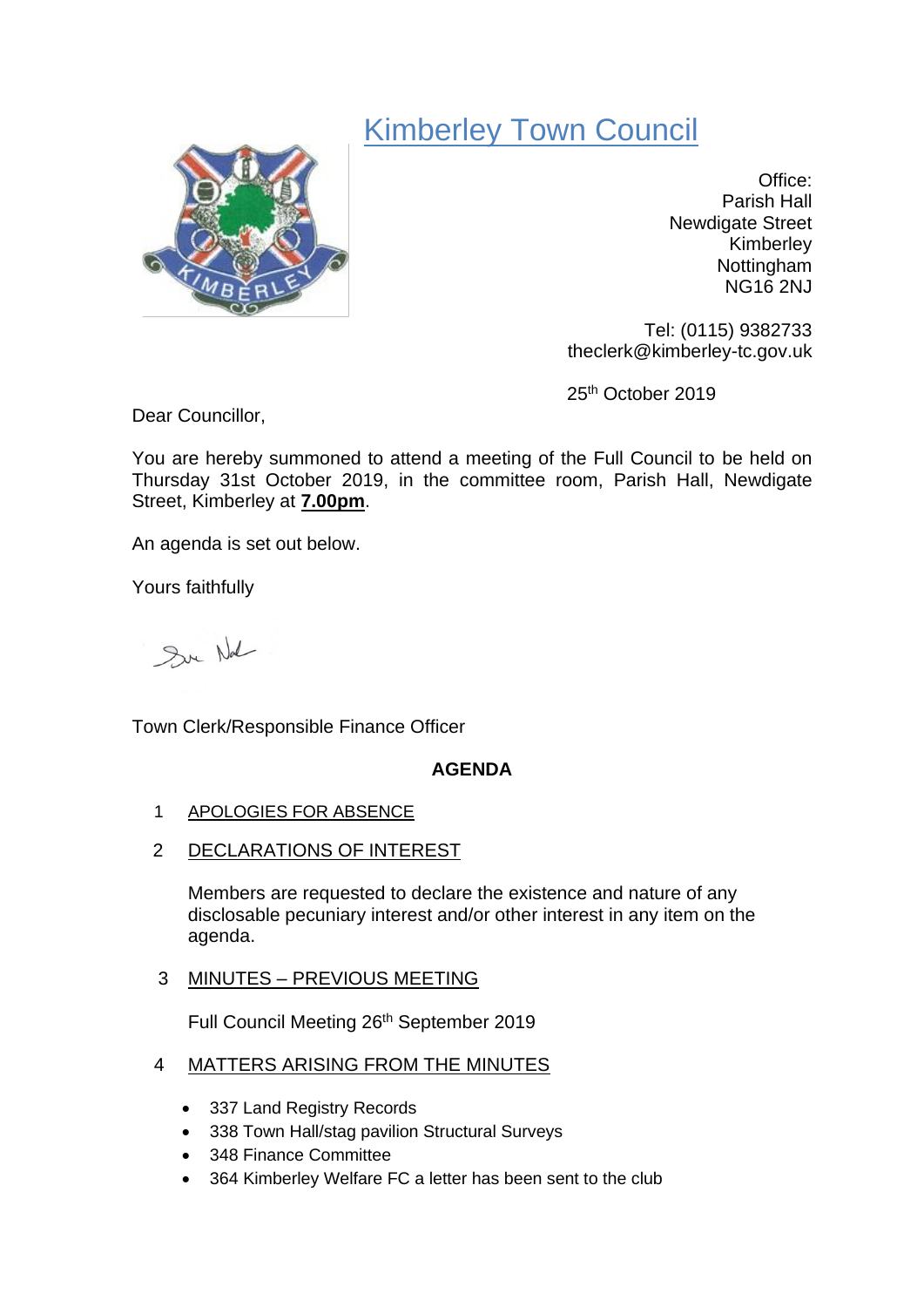# Kimberley Town Council

Office:
Parish Hall
Newdigate Street
Kimberley
Nottingham
NG16 2NJ

Tel: (0115) 9382733
theclerk@kimberley-tc.gov.uk

25th October 2019

Dear Councillor,

You are hereby summoned to attend a meeting of the Full Council to be held on Thursday 31st October 2019, in the committee room, Parish Hall, Newdigate Street, Kimberley at **7.00pm**.

An agenda is set out below.

Yours faithfully

Town Clerk/Responsible Finance Officer

**AGENDA**

1 APOLOGIES FOR ABSENCE

2 DECLARATIONS OF INTEREST

Members are requested to declare the existence and nature of any disclosable pecuniary interest and/or other interest in any item on the agenda.

3 MINUTES – PREVIOUS MEETING

Full Council Meeting 26th September 2019

4 MATTERS ARISING FROM THE MINUTES

- 337 Land Registry Records
- 338 Town Hall/stag pavilion Structural Surveys
- 348 Finance Committee
- 364 Kimberley Welfare FC a letter has been sent to the club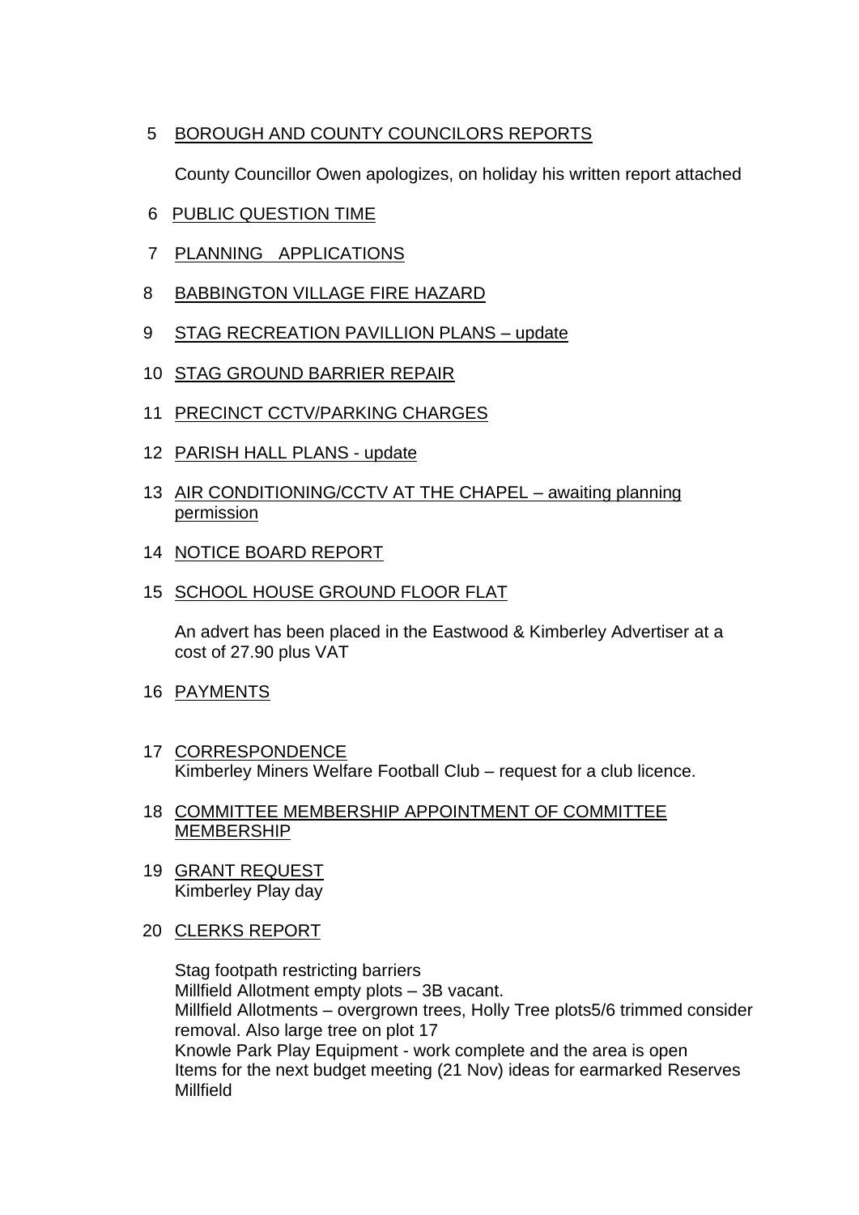5 BOROUGH AND COUNTY COUNCILORS REPORTS

County Councillor Owen apologizes, on holiday his written report attached

6 PUBLIC QUESTION TIME

7 PLANNING APPLICATIONS

8 BABBINGTON VILLAGE FIRE HAZARD

9 STAG RECREATION PAVILLION PLANS – update

10 STAG GROUND BARRIER REPAIR

11 PRECINCT CCTV/PARKING CHARGES

12 PARISH HALL PLANS - update

13 AIR CONDITIONING/CCTV AT THE CHAPEL – awaiting planning permission

14 NOTICE BOARD REPORT

15 SCHOOL HOUSE GROUND FLOOR FLAT

An advert has been placed in the Eastwood & Kimberley Advertiser at a cost of 27.90 plus VAT

16 PAYMENTS

17 CORRESPONDENCE
Kimberley Miners Welfare Football Club – request for a club licence.

18 COMMITTEE MEMBERSHIP APPOINTMENT OF COMMITTEE MEMBERSHIP

19 GRANT REQUEST
Kimberley Play day

20 CLERKS REPORT

Stag footpath restricting barriers
Millfield Allotment empty plots – 3B vacant.
Millfield Allotments – overgrown trees, Holly Tree plots5/6 trimmed consider removal. Also large tree on plot 17
Knowle Park Play Equipment - work complete and the area is open
Items for the next budget meeting (21 Nov) ideas for earmarked Reserves Millfield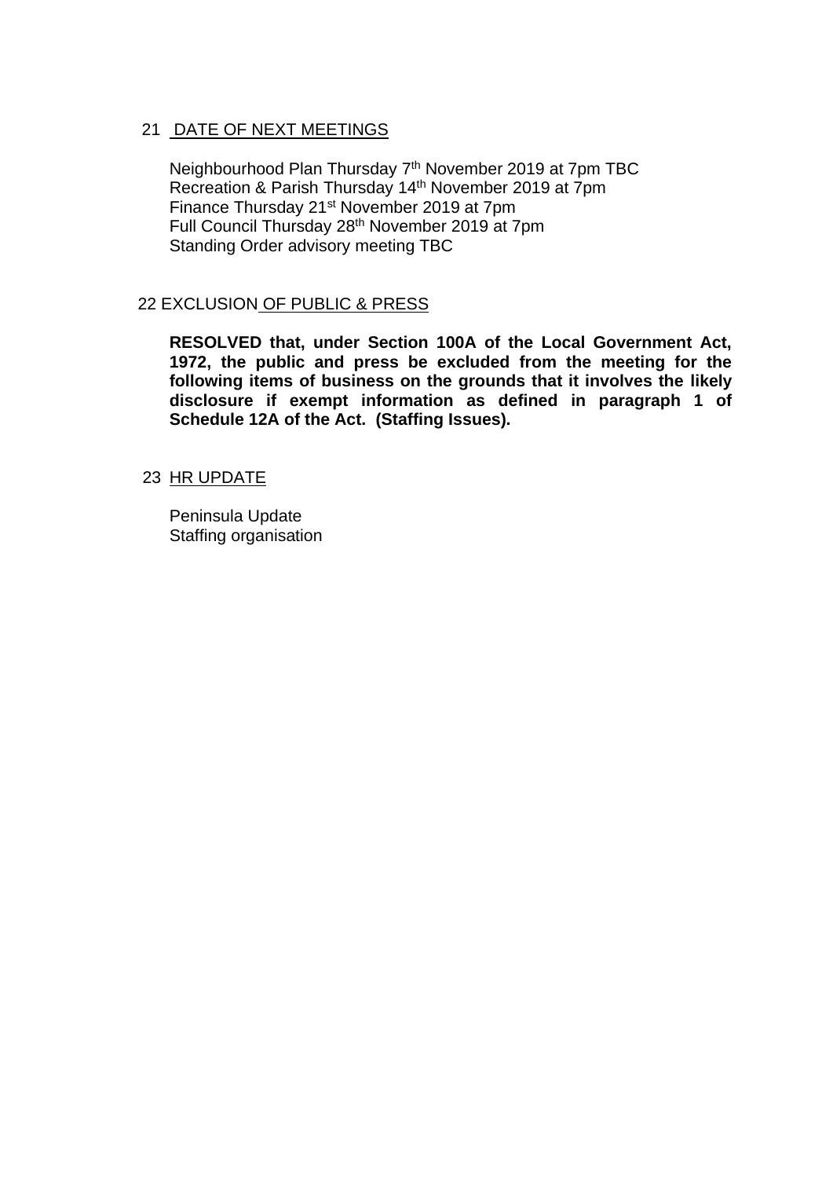21 DATE OF NEXT MEETINGS

Neighbourhood Plan Thursday 7th November 2019 at 7pm TBC
Recreation & Parish Thursday 14th November 2019 at 7pm
Finance Thursday 21st November 2019 at 7pm
Full Council Thursday 28th November 2019 at 7pm
Standing Order advisory meeting TBC

22 EXCLUSION OF PUBLIC & PRESS

**RESOLVED that, under Section 100A of the Local Government Act, 1972, the public and press be excluded from the meeting for the following items of business on the grounds that it involves the likely disclosure if exempt information as defined in paragraph 1 of Schedule 12A of the Act. (Staffing Issues).**

23 HR UPDATE

Peninsula Update
Staffing organisation